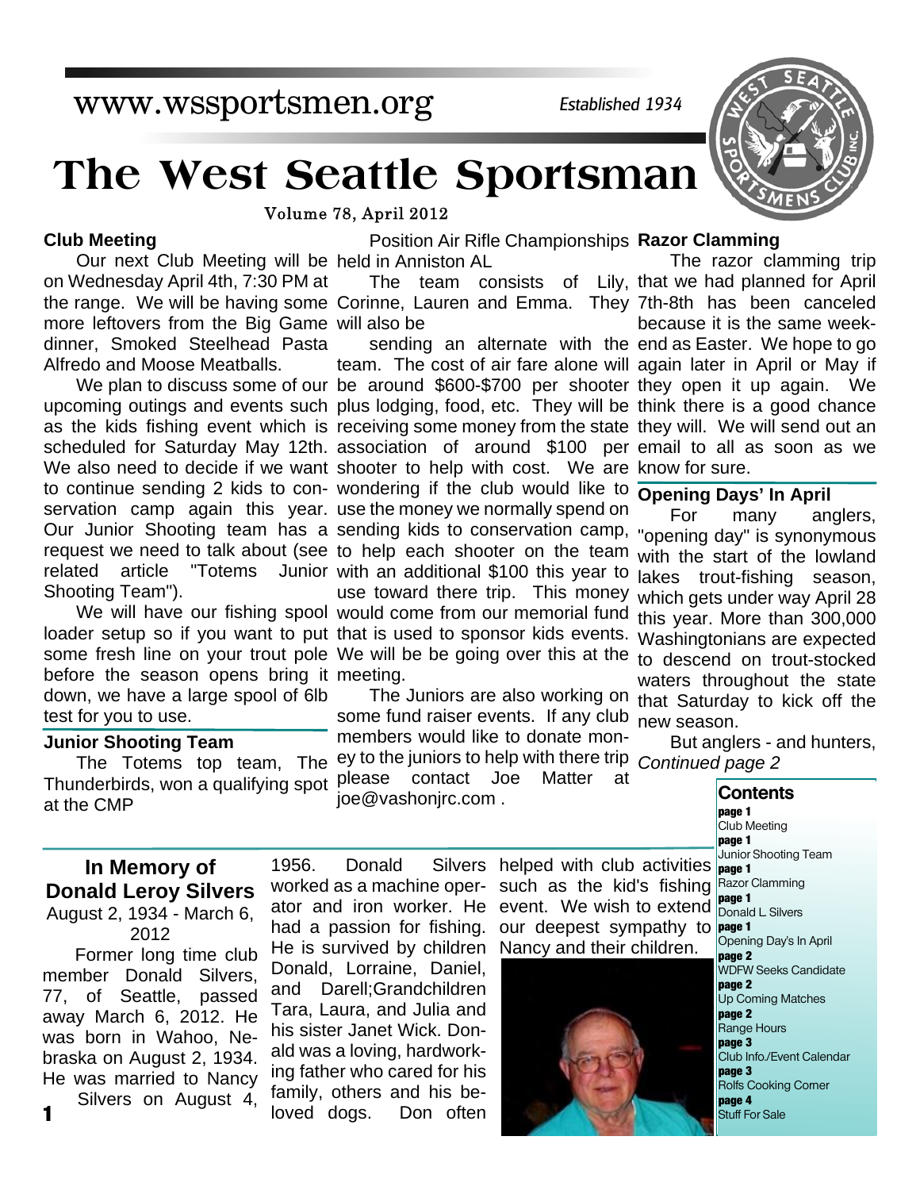www.wssportsmen.org

*Established 1934*

# The West Seattle Sportsman

Volume 78, April 2012

### Club Meeting

Our next Club Meeting will be on Wednesday April 4th, 7:30 PM at the range. We will be having some more leftovers from the Big Game dinner, Smoked Steelhead Pasta Alfredo and Moose Meatballs.

We plan to discuss some of our upcoming outings and events such as the kids fishing event which is scheduled for Saturday May 12th. We also need to decide if we want to continue sending 2 kids to conservation camp again this year. Our Junior Shooting team has a request we need to talk about (see related article "Totems Junior Shooting Team").

We will have our fishing spool loader setup so if you want to put some fresh line on your trout pole before the season opens bring it down, we have a large spool of 6lb test for you to use.

### Junior Shooting Team

The Totems top team, The Thunderbirds, won a qualifying spot at the CMP Position Air Rifle Championships held in Anniston AL

The team consists of Lily, Corinne, Lauren and Emma. They will also be sending an alternate with the team. The cost of air fare alone will be around $600-$700 per shooter plus lodging, food, etc. They will be receiving some money from the state association of around $100 per shooter to help with cost. We are wondering if the club would like to use the money we normally spend on sending kids to conservation camp, to help each shooter on the team with an additional $100 this year to use toward there trip. This money would come from our memorial fund that is used to sponsor kids events. We will be be going over this at the meeting.

The Juniors are also working on some fund raiser events. If any club members would like to donate money to the juniors to help with there trip please contact Joe Matter at joe@vashonjrc.com .

### Razor Clamming

The razor clamming trip that we had planned for April 7th-8th has been canceled because it is the same weekend as Easter. We hope to go again later in April or May if they open it up again. We think there is a good chance they will. We will send out an email to all as soon as we know for sure.

### Opening Days' In April

For many anglers, "opening day" is synonymous with the start of the lowland lakes trout-fishing season, which gets under way April 28 this year. More than 300,000 Washingtonians are expected to descend on trout-stocked waters throughout the state that Saturday to kick off the new season.

But anglers - and hunters, *Continued page 2*

### Contents

**page 1** Club Meeting
**page 1** Junior Shooting Team
**page 1** Razor Clamming
**page 1** Donald L Silvers
**page 1** Opening Day's In April
**page 2** WDFW Seeks Candidate
**page 2** Up Coming Matches
**page 2** Range Hours
**page 3** Club Info./Event Calendar
**page 3** Rolfs Cooking Corner
**page 4** Stuff For Sale

## In Memory of Donald Leroy Silvers

August 2, 1934 - March 6, 2012

Former long time club member Donald Silvers, 77, of Seattle, passed away March 6, 2012. He was born in Wahoo, Nebraska on August 2, 1934. He was married to Nancy Silvers on August 4, 1956. Donald Silvers worked as a machine operator and iron worker. He had a passion for fishing. He is survived by children Donald, Lorraine, Daniel, and Darell;Grandchildren Tara, Laura, and Julia and his sister Janet Wick. Donald was a loving, hardworking father who cared for his family, others and his beloved dogs. Don often helped with club activities such as the kid's fishing event. We wish to extend our deepest sympathy to Nancy and their children.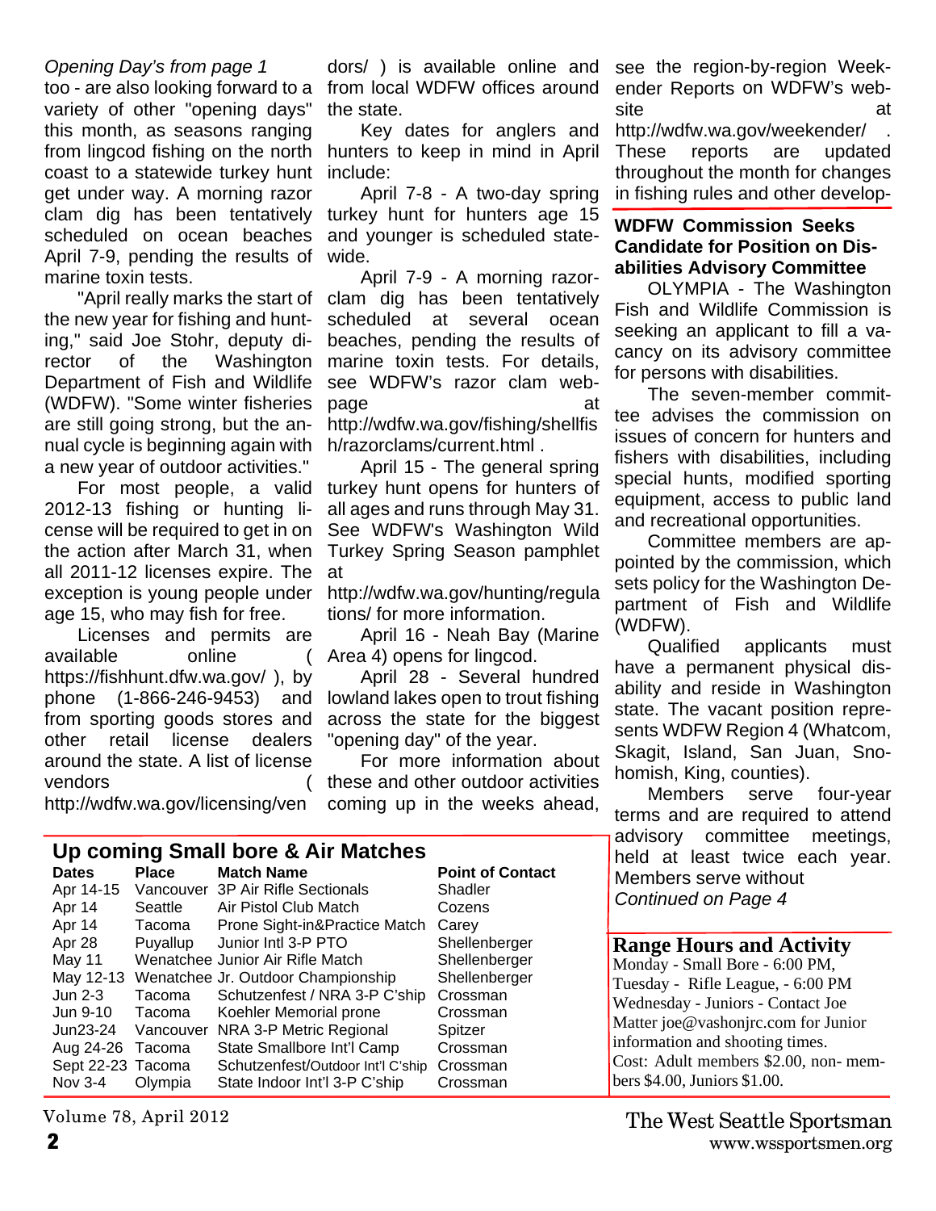*Opening Day's from page 1*

too - are also looking forward to a variety of other "opening days" this month, as seasons ranging from lingcod fishing on the north coast to a statewide turkey hunt get under way. A morning razor clam dig has been tentatively scheduled on ocean beaches April 7-9, pending the results of marine toxin tests.

"April really marks the start of the new year for fishing and hunting," said Joe Stohr, deputy director of the Washington Department of Fish and Wildlife (WDFW). "Some winter fisheries are still going strong, but the annual cycle is beginning again with a new year of outdoor activities."

For most people, a valid 2012-13 fishing or hunting license will be required to get in on the action after March 31, when all 2011-12 licenses expire. The exception is young people under age 15, who may fish for free.

Licenses and permits are available online ( https://fishhunt.dfw.wa.gov/ ), by phone (1-866-246-9453) and from sporting goods stores and other retail license dealers around the state. A list of license vendors ( http://wdfw.wa.gov/licensing/vendors/ ) is available online and from local WDFW offices around the state.

Key dates for anglers and hunters to keep in mind in April include:

April 7-8 - A two-day spring turkey hunt for hunters age 15 and younger is scheduled statewide.

April 7-9 - A morning razor-clam dig has been tentatively scheduled at several ocean beaches, pending the results of marine toxin tests. For details, see WDFW's razor clam webpage at http://wdfw.wa.gov/fishing/shellfish/razorclams/current.html .

April 15 - The general spring turkey hunt opens for hunters of all ages and runs through May 31. See WDFW's Washington Wild Turkey Spring Season pamphlet at http://wdfw.wa.gov/hunting/regulations/ for more information.

April 16 - Neah Bay (Marine Area 4) opens for lingcod.

April 28 - Several hundred lowland lakes open to trout fishing across the state for the biggest "opening day" of the year.

For more information about these and other outdoor activities coming up in the weeks ahead, see the region-by-region Weekender Reports on WDFW's website at http://wdfw.wa.gov/weekender/ . These reports are updated throughout the month for changes in fishing rules and other develop-

## WDFW Commission Seeks Candidate for Position on Disabilities Advisory Committee

OLYMPIA - The Washington Fish and Wildlife Commission is seeking an applicant to fill a vacancy on its advisory committee for persons with disabilities.

The seven-member committee advises the commission on issues of concern for hunters and fishers with disabilities, including special hunts, modified sporting equipment, access to public land and recreational opportunities.

Committee members are appointed by the commission, which sets policy for the Washington Department of Fish and Wildlife (WDFW).

Qualified applicants must have a permanent physical disability and reside in Washington state. The vacant position represents WDFW Region 4 (Whatcom, Skagit, Island, San Juan, Snohomish, King, counties).

Members serve four-year terms and are required to attend advisory committee meetings, held at least twice each year. Members serve without

*Continued on Page 4*

## Up coming Small bore & Air Matches

| Dates | Place | Match Name | Point of Contact |
|---|---|---|---|
| Apr 14-15 | Vancouver | 3P Air Rifle Sectionals | Shadler |
| Apr 14 | Seattle | Air Pistol Club Match | Cozens |
| Apr 14 | Tacoma | Prone Sight-in&Practice Match | Carey |
| Apr 28 | Puyallup | Junior Intl 3-P PTO | Shellenberger |
| May 11 | Wenatchee | Junior Air Rifle Match | Shellenberger |
| May 12-13 | Wenatchee | Jr. Outdoor Championship | Shellenberger |
| Jun 2-3 | Tacoma | Schutzenfest / NRA 3-P C'ship | Crossman |
| Jun 9-10 | Tacoma | Koehler Memorial prone | Crossman |
| Jun23-24 | Vancouver | NRA 3-P Metric Regional | Spitzer |
| Aug 24-26 | Tacoma | State Smallbore Int'l Camp | Crossman |
| Sept 22-23 | Tacoma | Schutzenfest/Outdoor Int'l C'ship | Crossman |
| Nov 3-4 | Olympia | State Indoor Int'l 3-P C'ship | Crossman |

## Range Hours and Activity

Monday - Small Bore - 6:00 PM,
Tuesday - Rifle League, - 6:00 PM
Wednesday - Juniors - Contact Joe Matter joe@vashonjrc.com for Junior information and shooting times.
Cost: Adult members $2.00, non- members $4.00, Juniors $1.00.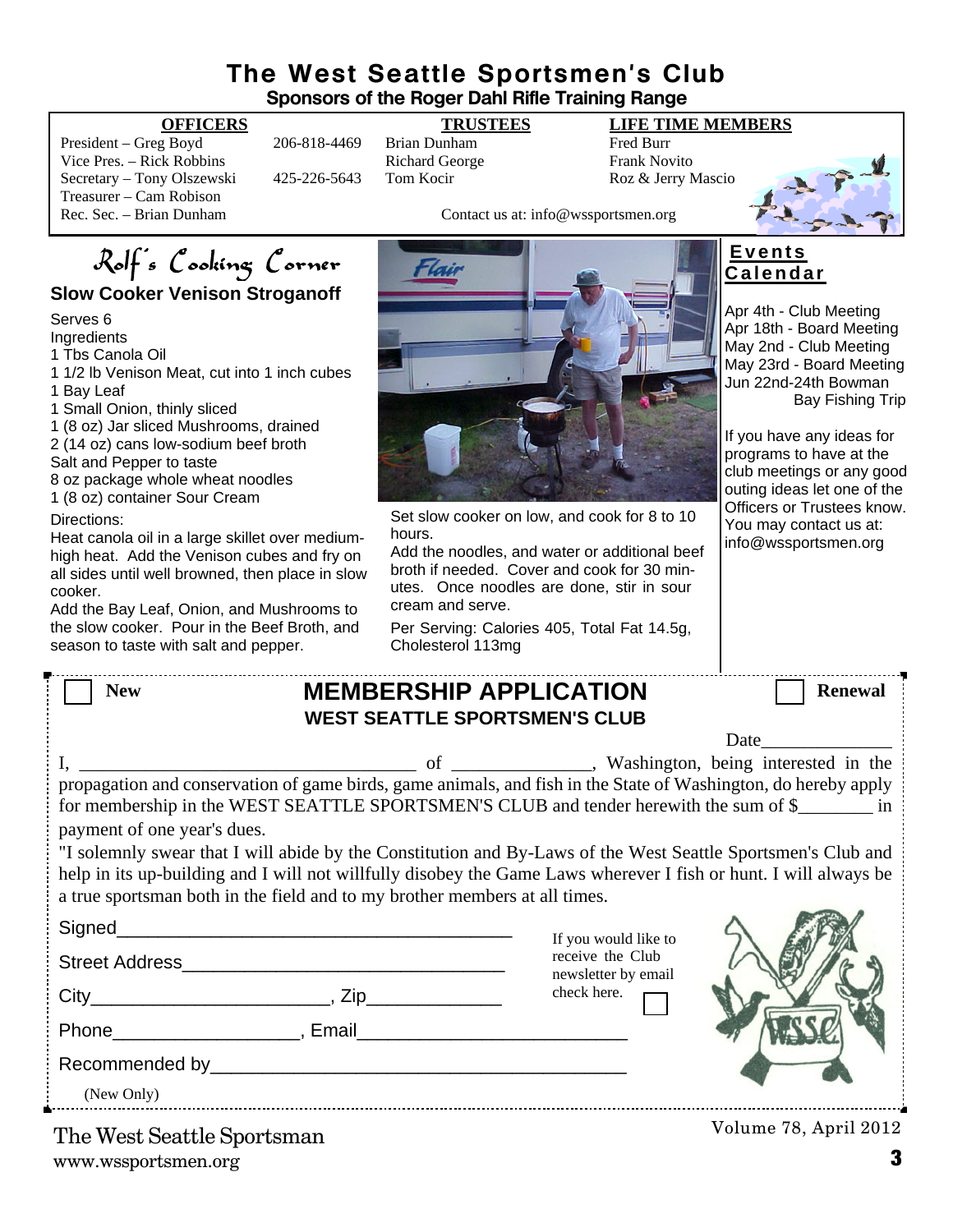# The West Seattle Sportsmen's Club

**Sponsors of the Roger Dahl Rifle Training Range**

| OFFICERS | | TRUSTEES | LIFE TIME MEMBERS |
|---|---|---|---|
| President – Greg Boyd | 206-818-4469 | Brian Dunham | Fred Burr |
| Vice Pres. – Rick Robbins | | Richard George | Frank Novito |
| Secretary – Tony Olszewski | 425-226-5643 | Tom Kocir | Roz & Jerry Mascio |
| Treasurer – Cam Robison | | | |
| Rec. Sec. – Brian Dunham | | | |

Contact us at: info@wssportsmen.org

## Rolf's Cooking Corner

### Slow Cooker Venison Stroganoff

Serves 6

Ingredients

- 1 Tbs Canola Oil
- 1 1/2 lb Venison Meat, cut into 1 inch cubes
- 1 Bay Leaf
- 1 Small Onion, thinly sliced
- 1 (8 oz) Jar sliced Mushrooms, drained
- 2 (14 oz) cans low-sodium beef broth
- Salt and Pepper to taste
- 8 oz package whole wheat noodles
- 1 (8 oz) container Sour Cream

Directions:

Heat canola oil in a large skillet over medium-high heat. Add the Venison cubes and fry on all sides until well browned, then place in slow cooker.

Add the Bay Leaf, Onion, and Mushrooms to the slow cooker. Pour in the Beef Broth, and season to taste with salt and pepper.

Set slow cooker on low, and cook for 8 to 10 hours.

Add the noodles, and water or additional beef broth if needed. Cover and cook for 30 minutes. Once noodles are done, stir in sour cream and serve.

Per Serving: Calories 405, Total Fat 14.5g, Cholesterol 113mg

## Events Calendar

- Apr 4th - Club Meeting
- Apr 18th - Board Meeting
- May 2nd - Club Meeting
- May 23rd - Board Meeting
- Jun 22nd-24th Bowman Bay Fishing Trip

If you have any ideas for programs to have at the club meetings or any good outing ideas let one of the Officers or Trustees know. You may contact us at: info@wssportsmen.org

---

☐ **New** ☐ **Renewal**

## MEMBERSHIP APPLICATION

### WEST SEATTLE SPORTSMEN'S CLUB

Date______________

I, ____________________________________ of _______________, Washington, being interested in the propagation and conservation of game birds, game animals, and fish in the State of Washington, do hereby apply for membership in the WEST SEATTLE SPORTSMEN'S CLUB and tender herewith the sum of $________ in payment of one year's dues.

"I solemnly swear that I will abide by the Constitution and By-Laws of the West Seattle Sportsmen's Club and help in its up-building and I will not willfully disobey the Game Laws wherever I fish or hunt. I will always be a true sportsman both in the field and to my brother members at all times.

Signed_______________________________________

Street Address________________________________

City_______________________, Zip_____________

Phone__________________, Email_________________________

Recommended by________________________________________

(New Only)

If you would like to receive the Club newsletter by email check here. ☐

The West Seattle Sportsman

www.wssportsmen.org

Volume 78, April 2012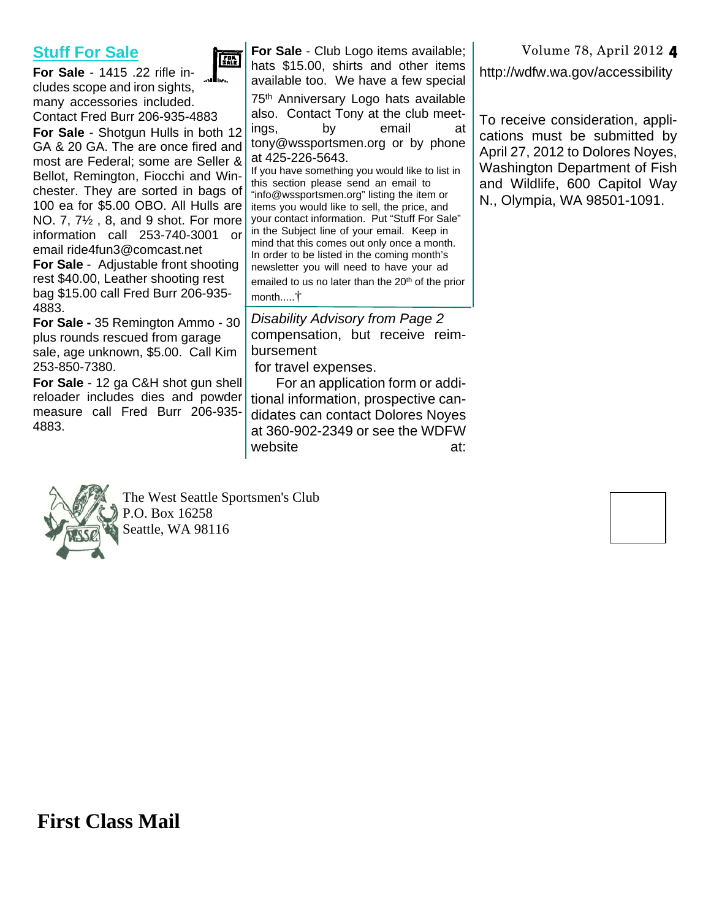## Stuff For Sale

**For Sale** - 1415 .22 rifle includes scope and iron sights, many accessories included. Contact Fred Burr 206-935-4883

**For Sale** - Shotgun Hulls in both 12 GA & 20 GA. The are once fired and most are Federal; some are Seller & Bellot, Remington, Fiocchi and Winchester. They are sorted in bags of 100 ea for $5.00 OBO. All Hulls are NO. 7, 7½ , 8, and 9 shot. For more information call 253-740-3001 or email ride4fun3@comcast.net

**For Sale** - Adjustable front shooting rest $40.00, Leather shooting rest bag $15.00 call Fred Burr 206-935-4883.

**For Sale -** 35 Remington Ammo - 30 plus rounds rescued from garage sale, age unknown, $5.00. Call Kim 253-850-7380.

**For Sale** - 12 ga C&H shot gun shell reloader includes dies and powder measure call Fred Burr 206-935-4883.

**For Sale** - Club Logo items available; hats $15.00, shirts and other items available too. We have a few special 75th Anniversary Logo hats available also. Contact Tony at the club meetings, by email at tony@wssportsmen.org or by phone at 425-226-5643.

If you have something you would like to list in this section please send an email to "info@wssportsmen.org" listing the item or items you would like to sell, the price, and your contact information. Put "Stuff For Sale" in the Subject line of your email. Keep in mind that this comes out only once a month. In order to be listed in the coming month's newsletter you will need to have your ad emailed to us no later than the 20th of the prior month.....†

*Disability Advisory from Page 2*

compensation, but receive reimbursement for travel expenses.

For an application form or additional information, prospective candidates can contact Dolores Noyes at 360-902-2349 or see the WDFW website at: http://wdfw.wa.gov/accessibility

To receive consideration, applications must be submitted by April 27, 2012 to Dolores Noyes, Washington Department of Fish and Wildlife, 600 Capitol Way N., Olympia, WA 98501-1091.

The West Seattle Sportsmen's Club
P.O. Box 16258
Seattle, WA 98116

**First Class Mail**